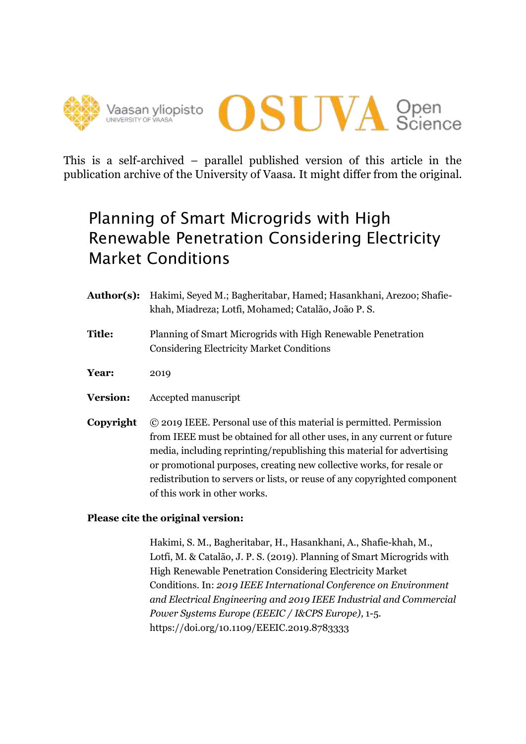This is a self-archived – parallel published version of this article in the publication archive of the University of Vaasa. It might differ from the original.

# Planning of Smart Microgrids with High Renewable Penetration Considering Electricity Market Conditions

**Author(s):** Hakimi, Seyed M.; Bagheritabar, Hamed; Hasankhani, Arezoo; Shafie-khah, Miadreza; Lotfi, Mohamed; Catalão, João P. S.

**Title:** Planning of Smart Microgrids with High Renewable Penetration Considering Electricity Market Conditions

**Year:** 2019

**Version:** Accepted manuscript

**Copyright** © 2019 IEEE. Personal use of this material is permitted. Permission from IEEE must be obtained for all other uses, in any current or future media, including reprinting/republishing this material for advertising or promotional purposes, creating new collective works, for resale or redistribution to servers or lists, or reuse of any copyrighted component of this work in other works.

**Please cite the original version:**

Hakimi, S. M., Bagheritabar, H., Hasankhani, A., Shafie-khah, M., Lotfi, M. & Catalão, J. P. S. (2019). Planning of Smart Microgrids with High Renewable Penetration Considering Electricity Market Conditions. In: *2019 IEEE International Conference on Environment and Electrical Engineering and 2019 IEEE Industrial and Commercial Power Systems Europe (EEEIC / I&CPS Europe),* 1-5. https://doi.org/10.1109/EEEIC.2019.8783333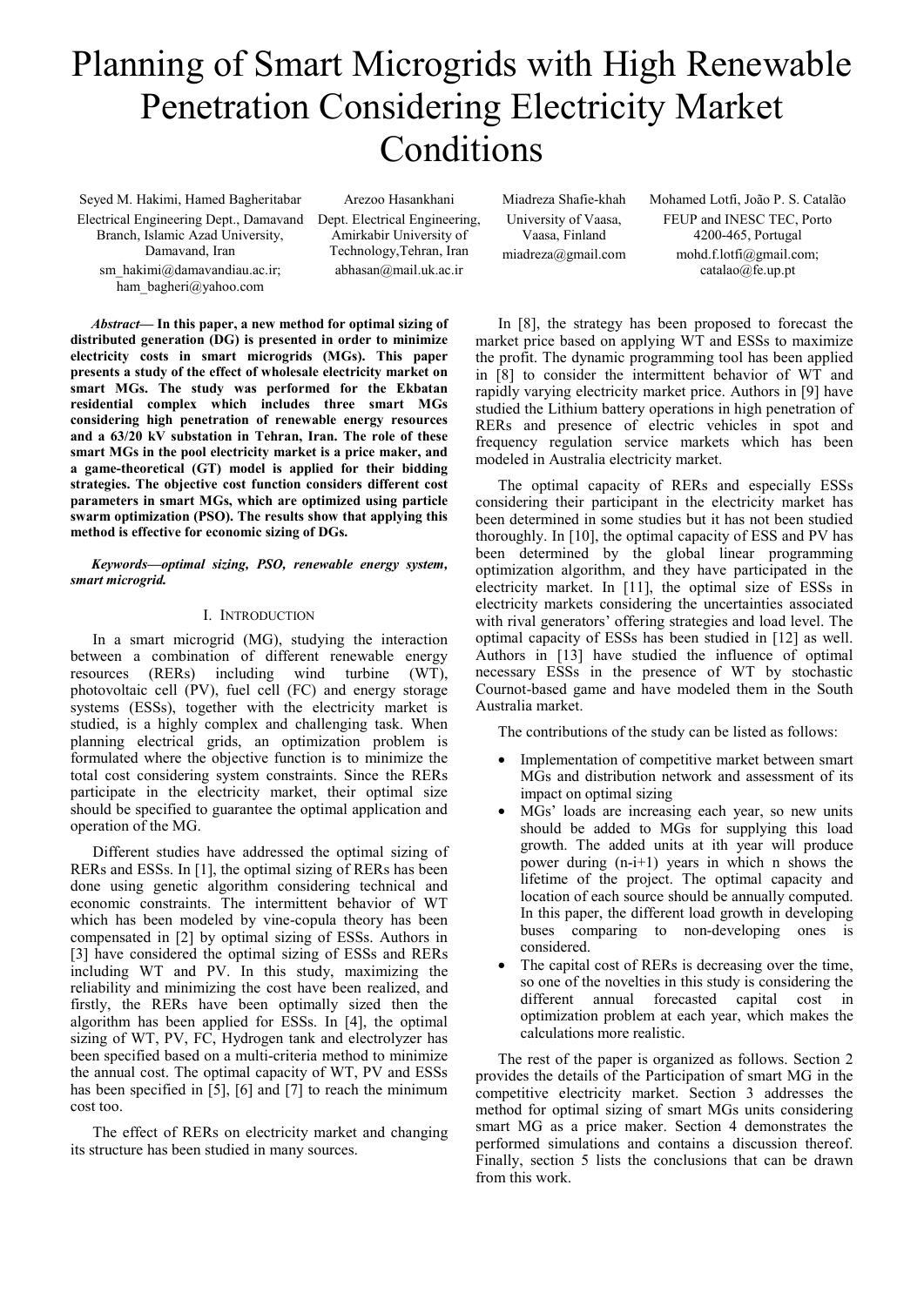# Planning of Smart Microgrids with High Renewable Penetration Considering Electricity Market Conditions

Seyed M. Hakimi, Hamed Bagheritabar
Electrical Engineering Dept., Damavand Branch, Islamic Azad University, Damavand, Iran
sm_hakimi@damavandiau.ac.ir; ham_bagheri@yahoo.com

Arezoo Hasankhani
Dept. Electrical Engineering, Amirkabir University of Technology,Tehran, Iran
abhasan@mail.uk.ac.ir

Miadreza Shafie-khah
University of Vaasa, Vaasa, Finland
miadreza@gmail.com

Mohamed Lotfi, João P. S. Catalão
FEUP and INESC TEC, Porto 4200-465, Portugal
mohd.f.lotfi@gmail.com; catalao@fe.up.pt

***Abstract*— In this paper, a new method for optimal sizing of distributed generation (DG) is presented in order to minimize electricity costs in smart microgrids (MGs). This paper presents a study of the effect of wholesale electricity market on smart MGs. The study was performed for the Ekbatan residential complex which includes three smart MGs considering high penetration of renewable energy resources and a 63/20 kV substation in Tehran, Iran. The role of these smart MGs in the pool electricity market is a price maker, and a game-theoretical (GT) model is applied for their bidding strategies. The objective cost function considers different cost parameters in smart MGs, which are optimized using particle swarm optimization (PSO). The results show that applying this method is effective for economic sizing of DGs.**

***Keywords—optimal sizing, PSO, renewable energy system, smart microgrid.***

## I. Introduction

In a smart microgrid (MG), studying the interaction between a combination of different renewable energy resources (RERs) including wind turbine (WT), photovoltaic cell (PV), fuel cell (FC) and energy storage systems (ESSs), together with the electricity market is studied, is a highly complex and challenging task. When planning electrical grids, an optimization problem is formulated where the objective function is to minimize the total cost considering system constraints. Since the RERs participate in the electricity market, their optimal size should be specified to guarantee the optimal application and operation of the MG.

Different studies have addressed the optimal sizing of RERs and ESSs. In [1], the optimal sizing of RERs has been done using genetic algorithm considering technical and economic constraints. The intermittent behavior of WT which has been modeled by vine-copula theory has been compensated in [2] by optimal sizing of ESSs. Authors in [3] have considered the optimal sizing of ESSs and RERs including WT and PV. In this study, maximizing the reliability and minimizing the cost have been realized, and firstly, the RERs have been optimally sized then the algorithm has been applied for ESSs. In [4], the optimal sizing of WT, PV, FC, Hydrogen tank and electrolyzer has been specified based on a multi-criteria method to minimize the annual cost. The optimal capacity of WT, PV and ESSs has been specified in [5], [6] and [7] to reach the minimum cost too.

The effect of RERs on electricity market and changing its structure has been studied in many sources.

In [8], the strategy has been proposed to forecast the market price based on applying WT and ESSs to maximize the profit. The dynamic programming tool has been applied in [8] to consider the intermittent behavior of WT and rapidly varying electricity market price. Authors in [9] have studied the Lithium battery operations in high penetration of RERs and presence of electric vehicles in spot and frequency regulation service markets which has been modeled in Australia electricity market.

The optimal capacity of RERs and especially ESSs considering their participant in the electricity market has been determined in some studies but it has not been studied thoroughly. In [10], the optimal capacity of ESS and PV has been determined by the global linear programming optimization algorithm, and they have participated in the electricity market. In [11], the optimal size of ESSs in electricity markets considering the uncertainties associated with rival generators' offering strategies and load level. The optimal capacity of ESSs has been studied in [12] as well. Authors in [13] have studied the influence of optimal necessary ESSs in the presence of WT by stochastic Cournot-based game and have modeled them in the South Australia market.

The contributions of the study can be listed as follows:

- Implementation of competitive market between smart MGs and distribution network and assessment of its impact on optimal sizing
- MGs' loads are increasing each year, so new units should be added to MGs for supplying this load growth. The added units at ith year will produce power during (n-i+1) years in which n shows the lifetime of the project. The optimal capacity and location of each source should be annually computed. In this paper, the different load growth in developing buses comparing to non-developing ones is considered.
- The capital cost of RERs is decreasing over the time, so one of the novelties in this study is considering the different annual forecasted capital cost in optimization problem at each year, which makes the calculations more realistic.

The rest of the paper is organized as follows. Section 2 provides the details of the Participation of smart MG in the competitive electricity market. Section 3 addresses the method for optimal sizing of smart MGs units considering smart MG as a price maker. Section 4 demonstrates the performed simulations and contains a discussion thereof. Finally, section 5 lists the conclusions that can be drawn from this work.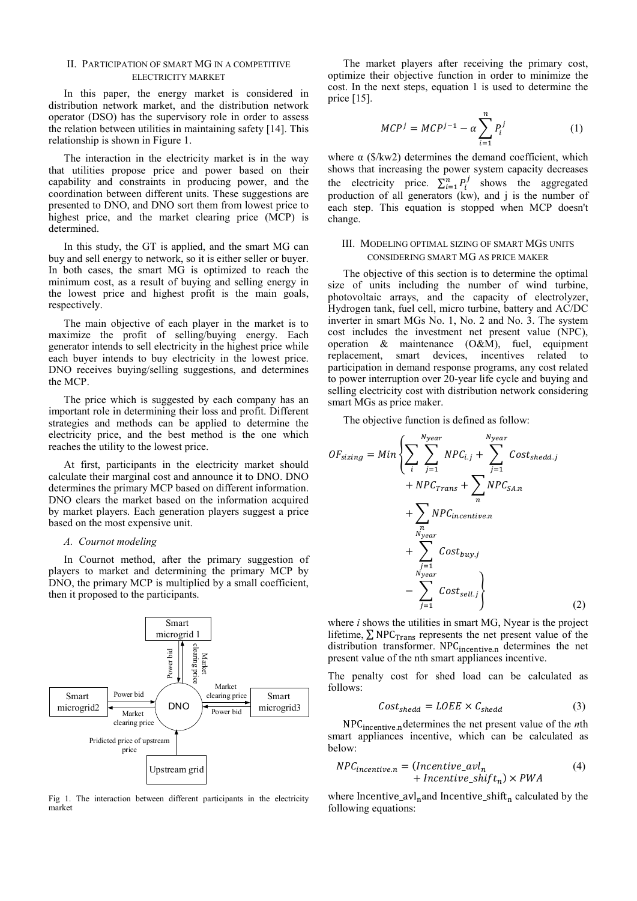## II. Participation of Smart MG in a Competitive Electricity Market

In this paper, the energy market is considered in distribution network market, and the distribution network operator (DSO) has the supervisory role in order to assess the relation between utilities in maintaining safety [14]. This relationship is shown in Figure 1.

The interaction in the electricity market is in the way that utilities propose price and power based on their capability and constraints in producing power, and the coordination between different units. These suggestions are presented to DNO, and DNO sort them from lowest price to highest price, and the market clearing price (MCP) is determined.

In this study, the GT is applied, and the smart MG can buy and sell energy to network, so it is either seller or buyer. In both cases, the smart MG is optimized to reach the minimum cost, as a result of buying and selling energy in the lowest price and highest profit is the main goals, respectively.

The main objective of each player in the market is to maximize the profit of selling/buying energy. Each generator intends to sell electricity in the highest price while each buyer intends to buy electricity in the lowest price. DNO receives buying/selling suggestions, and determines the MCP.

The price which is suggested by each company has an important role in determining their loss and profit. Different strategies and methods can be applied to determine the electricity price, and the best method is the one which reaches the utility to the lowest price.

At first, participants in the electricity market should calculate their marginal cost and announce it to DNO. DNO determines the primary MCP based on different information. DNO clears the market based on the information acquired by market players. Each generation players suggest a price based on the most expensive unit.

### *A. Cournot modeling*

In Cournot method, after the primary suggestion of players to market and determining the primary MCP by DNO, the primary MCP is multiplied by a small coefficient, then it proposed to the participants.

Fig 1. The interaction between different participants in the electricity market

The market players after receiving the primary cost, optimize their objective function in order to minimize the cost. In the next steps, equation 1 is used to determine the price [15].

$$MCP^{j} = MCP^{j-1} - \alpha \sum_{i=1}^{n} P_i^j \tag{1}$$

where α (\$/kw2) determines the demand coefficient, which shows that increasing the power system capacity decreases the electricity price. $\sum_{i=1}^{n} P_i^j$ shows the aggregated production of all generators (kw), and j is the number of each step. This equation is stopped when MCP doesn't change.

## III. Modeling Optimal Sizing of Smart MGs Units Considering Smart MG as Price Maker

The objective of this section is to determine the optimal size of units including the number of wind turbine, photovoltaic arrays, and the capacity of electrolyzer, Hydrogen tank, fuel cell, micro turbine, battery and AC/DC inverter in smart MGs No. 1, No. 2 and No. 3. The system cost includes the investment net present value (NPC), operation & maintenance (O&M), fuel, equipment replacement, smart devices, incentives related to participation in demand response programs, any cost related to power interruption over 20-year life cycle and buying and selling electricity cost with distribution network considering smart MGs as price maker.

The objective function is defined as follow:

$$OF_{sizing} = Min\left\{\sum_{i}\sum_{j=1}^{N_{year}} NPC_{i.j} + \sum_{j=1}^{N_{year}} Cost_{shedd.j} + NPC_{Trans} + \sum_{n} NPC_{SA.n} + \sum_{n} NPC_{incentive.n} + \sum_{j=1}^{N_{year}} Cost_{buy.j} - \sum_{j=1}^{N_{year}} Cost_{sell.j}\right\} \tag{2}$$

where *i* shows the utilities in smart MG, Nyear is the project lifetime, $\sum NPC_{Trans}$ represents the net present value of the distribution transformer. $NPC_{incentive.n}$ determines the net present value of the nth smart appliances incentive.

The penalty cost for shed load can be calculated as follows:

$$Cost_{shedd} = LOEE \times C_{shedd} \tag{3}$$

$NPC_{incentive.n}$ determines the net present value of the *n*th smart appliances incentive, which can be calculated as below:

$$NPC_{incentive.n} = (Incentive\_avl_n + Incentive\_shift_n) \times PWA \tag{4}$$

where $Incentive\_avl_n$ and $Incentive\_shift_n$ calculated by the following equations: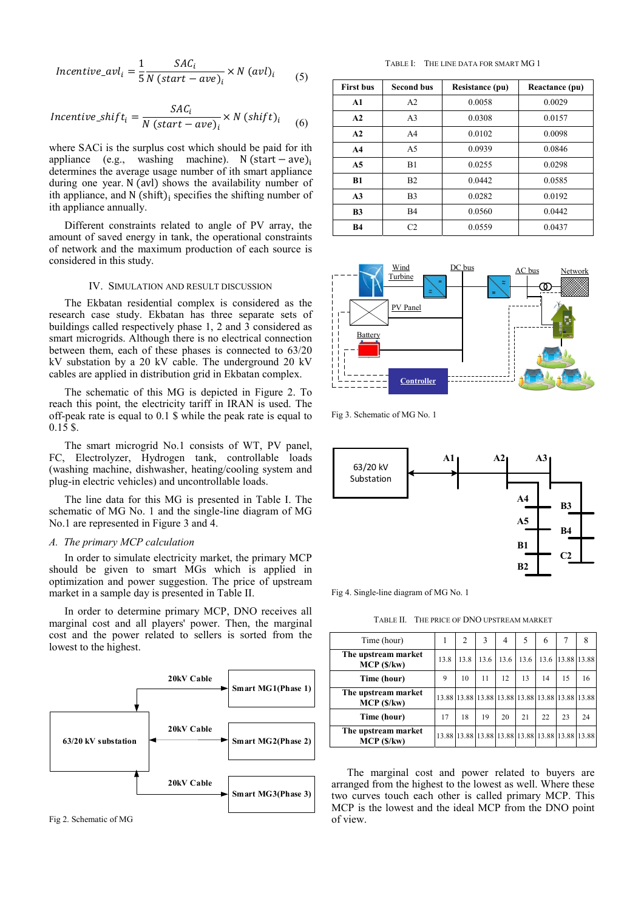$$Incentive\_avl_i = \frac{1}{5}\frac{SAC_i}{N\ (start - ave)_i} \times N\ (avl)_i \qquad (5)$$

$$Incentive\_shift_i = \frac{SAC_i}{N\ (start - ave)_i} \times N\ (shift)_i \qquad (6)$$

where SACi is the surplus cost which should be paid for ith appliance (e.g., washing machine). $N\ (start - ave)_i$ determines the average usage number of ith smart appliance during one year. N (avl) shows the availability number of ith appliance, and $N\ (shift)_i$ specifies the shifting number of ith appliance annually.

Different constraints related to angle of PV array, the amount of saved energy in tank, the operational constraints of network and the maximum production of each source is considered in this study.

## IV. Simulation and Result Discussion

The Ekbatan residential complex is considered as the research case study. Ekbatan has three separate sets of buildings called respectively phase 1, 2 and 3 considered as smart microgrids. Although there is no electrical connection between them, each of these phases is connected to 63/20 kV substation by a 20 kV cable. The underground 20 kV cables are applied in distribution grid in Ekbatan complex.

The schematic of this MG is depicted in Figure 2. To reach this point, the electricity tariff in IRAN is used. The off-peak rate is equal to 0.1 \$ while the peak rate is equal to 0.15 \$.

The smart microgrid No.1 consists of WT, PV panel, FC, Electrolyzer, Hydrogen tank, controllable loads (washing machine, dishwasher, heating/cooling system and plug-in electric vehicles) and uncontrollable loads.

The line data for this MG is presented in Table I. The schematic of MG No. 1 and the single-line diagram of MG No.1 are represented in Figure 3 and 4.

### A. The primary MCP calculation

In order to simulate electricity market, the primary MCP should be given to smart MGs which is applied in optimization and power suggestion. The price of upstream market in a sample day is presented in Table II.

In order to determine primary MCP, DNO receives all marginal cost and all players' power. Then, the marginal cost and the power related to sellers is sorted from the lowest to the highest.

Fig 2. Schematic of MG

TABLE I. The line data for smart MG 1

| First bus | Second bus | Resistance (pu) | Reactance (pu) |
|---|---|---|---|
| A1 | A2 | 0.0058 | 0.0029 |
| A2 | A3 | 0.0308 | 0.0157 |
| A2 | A4 | 0.0102 | 0.0098 |
| A4 | A5 | 0.0939 | 0.0846 |
| A5 | B1 | 0.0255 | 0.0298 |
| B1 | B2 | 0.0442 | 0.0585 |
| A3 | B3 | 0.0282 | 0.0192 |
| B3 | B4 | 0.0560 | 0.0442 |
| B4 | C2 | 0.0559 | 0.0437 |

Fig 3. Schematic of MG No. 1

Fig 4. Single-line diagram of MG No. 1

TABLE II. The price of DNO upstream market

| Time (hour) | 1 | 2 | 3 | 4 | 5 | 6 | 7 | 8 |
|---|---|---|---|---|---|---|---|---|
| **The upstream market MCP (\$/kw)** | 13.8 | 13.8 | 13.6 | 13.6 | 13.6 | 13.6 | 13.88 | 13.88 |
| **Time (hour)** | 9 | 10 | 11 | 12 | 13 | 14 | 15 | 16 |
| **The upstream market MCP (\$/kw)** | 13.88 | 13.88 | 13.88 | 13.88 | 13.88 | 13.88 | 13.88 | 13.88 |
| **Time (hour)** | 17 | 18 | 19 | 20 | 21 | 22 | 23 | 24 |
| **The upstream market MCP (\$/kw)** | 13.88 | 13.88 | 13.88 | 13.88 | 13.88 | 13.88 | 13.88 | 13.88 |

The marginal cost and power related to buyers are arranged from the highest to the lowest as well. Where these two curves touch each other is called primary MCP. This MCP is the lowest and the ideal MCP from the DNO point of view.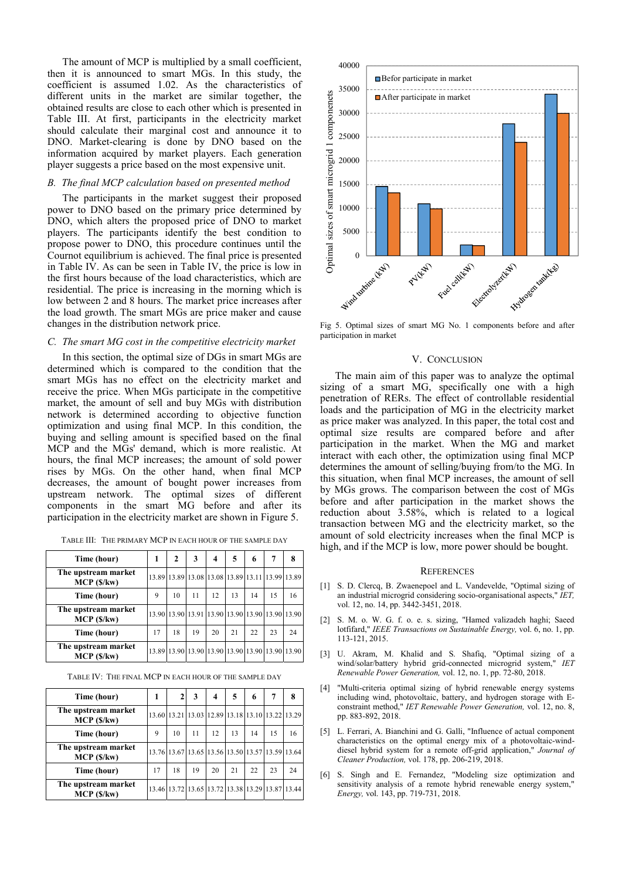The amount of MCP is multiplied by a small coefficient, then it is announced to smart MGs. In this study, the coefficient is assumed 1.02. As the characteristics of different units in the market are similar together, the obtained results are close to each other which is presented in Table III. At first, participants in the electricity market should calculate their marginal cost and announce it to DNO. Market-clearing is done by DNO based on the information acquired by market players. Each generation player suggests a price based on the most expensive unit.

### *B. The final MCP calculation based on presented method*

The participants in the market suggest their proposed power to DNO based on the primary price determined by DNO, which alters the proposed price of DNO to market players. The participants identify the best condition to propose power to DNO, this procedure continues until the Cournot equilibrium is achieved. The final price is presented in Table IV. As can be seen in Table IV, the price is low in the first hours because of the load characteristics, which are residential. The price is increasing in the morning which is low between 2 and 8 hours. The market price increases after the load growth. The smart MGs are price maker and cause changes in the distribution network price.

### *C. The smart MG cost in the competitive electricity market*

In this section, the optimal size of DGs in smart MGs are determined which is compared to the condition that the smart MGs has no effect on the electricity market and receive the price. When MGs participate in the competitive market, the amount of sell and buy MGs with distribution network is determined according to objective function optimization and using final MCP. In this condition, the buying and selling amount is specified based on the final MCP and the MGs' demand, which is more realistic. At hours, the final MCP increases; the amount of sold power rises by MGs. On the other hand, when final MCP decreases, the amount of bought power increases from upstream network. The optimal sizes of different components in the smart MG before and after its participation in the electricity market are shown in Figure 5.

TABLE III: THE PRIMARY MCP IN EACH HOUR OF THE SAMPLE DAY

| Time (hour) | 1 | 2 | 3 | 4 | 5 | 6 | 7 | 8 |
|---|---|---|---|---|---|---|---|---|
| The upstream market MCP ($/kw) | 13.89 | 13.89 | 13.08 | 13.08 | 13.89 | 13.11 | 13.99 | 13.89 |
| Time (hour) | 9 | 10 | 11 | 12 | 13 | 14 | 15 | 16 |
| The upstream market MCP ($/kw) | 13.90 | 13.90 | 13.91 | 13.90 | 13.90 | 13.90 | 13.90 | 13.90 |
| Time (hour) | 17 | 18 | 19 | 20 | 21 | 22 | 23 | 24 |
| The upstream market MCP ($/kw) | 13.89 | 13.90 | 13.90 | 13.90 | 13.90 | 13.90 | 13.90 | 13.90 |

TABLE IV: THE FINAL MCP IN EACH HOUR OF THE SAMPLE DAY

| Time (hour) | 1 | 2 | 3 | 4 | 5 | 6 | 7 | 8 |
|---|---|---|---|---|---|---|---|---|
| The upstream market MCP ($/kw) | 13.60 | 13.21 | 13.03 | 12.89 | 13.18 | 13.10 | 13.22 | 13.29 |
| Time (hour) | 9 | 10 | 11 | 12 | 13 | 14 | 15 | 16 |
| The upstream market MCP ($/kw) | 13.76 | 13.67 | 13.65 | 13.56 | 13.50 | 13.57 | 13.59 | 13.64 |
| Time (hour) | 17 | 18 | 19 | 20 | 21 | 22 | 23 | 24 |
| The upstream market MCP ($/kw) | 13.46 | 13.72 | 13.65 | 13.72 | 13.38 | 13.29 | 13.87 | 13.44 |

Fig 5. Optimal sizes of smart MG No. 1 components before and after participation in market

## V. CONCLUSION

The main aim of this paper was to analyze the optimal sizing of a smart MG, specifically one with a high penetration of RERs. The effect of controllable residential loads and the participation of MG in the electricity market as price maker was analyzed. In this paper, the total cost and optimal size results are compared before and after participation in the market. When the MG and market interact with each other, the optimization using final MCP determines the amount of selling/buying from/to the MG. In this situation, when final MCP increases, the amount of sell by MGs grows. The comparison between the cost of MGs before and after participation in the market shows the reduction about 3.58%, which is related to a logical transaction between MG and the electricity market, so the amount of sold electricity increases when the final MCP is high, and if the MCP is low, more power should be bought.

## REFERENCES

[1] S. D. Clercq, B. Zwaenepoel and L. Vandevelde, "Optimal sizing of an industrial microgrid considering socio-organisational aspects," *IET,* vol. 12, no. 14, pp. 3442-3451, 2018.

[2] S. M. o. W. G. f. o. e. s. sizing, "Hamed valizadeh haghi; Saeed lotfifard," *IEEE Transactions on Sustainable Energy,* vol. 6, no. 1, pp. 113-121, 2015.

[3] U. Akram, M. Khalid and S. Shafiq, "Optimal sizing of a wind/solar/battery hybrid grid-connected microgrid system," *IET Renewable Power Generation,* vol. 12, no. 1, pp. 72-80, 2018.

[4] "Multi-criteria optimal sizing of hybrid renewable energy systems including wind, photovoltaic, battery, and hydrogen storage with E-constraint method," *IET Renewable Power Generation,* vol. 12, no. 8, pp. 883-892, 2018.

[5] L. Ferrari, A. Bianchini and G. Galli, "Influence of actual component characteristics on the optimal energy mix of a photovoltaic-wind-diesel hybrid system for a remote off-grid application," *Journal of Cleaner Production,* vol. 178, pp. 206-219, 2018.

[6] S. Singh and E. Fernandez, "Modeling size optimization and sensitivity analysis of a remote hybrid renewable energy system," *Energy,* vol. 143, pp. 719-731, 2018.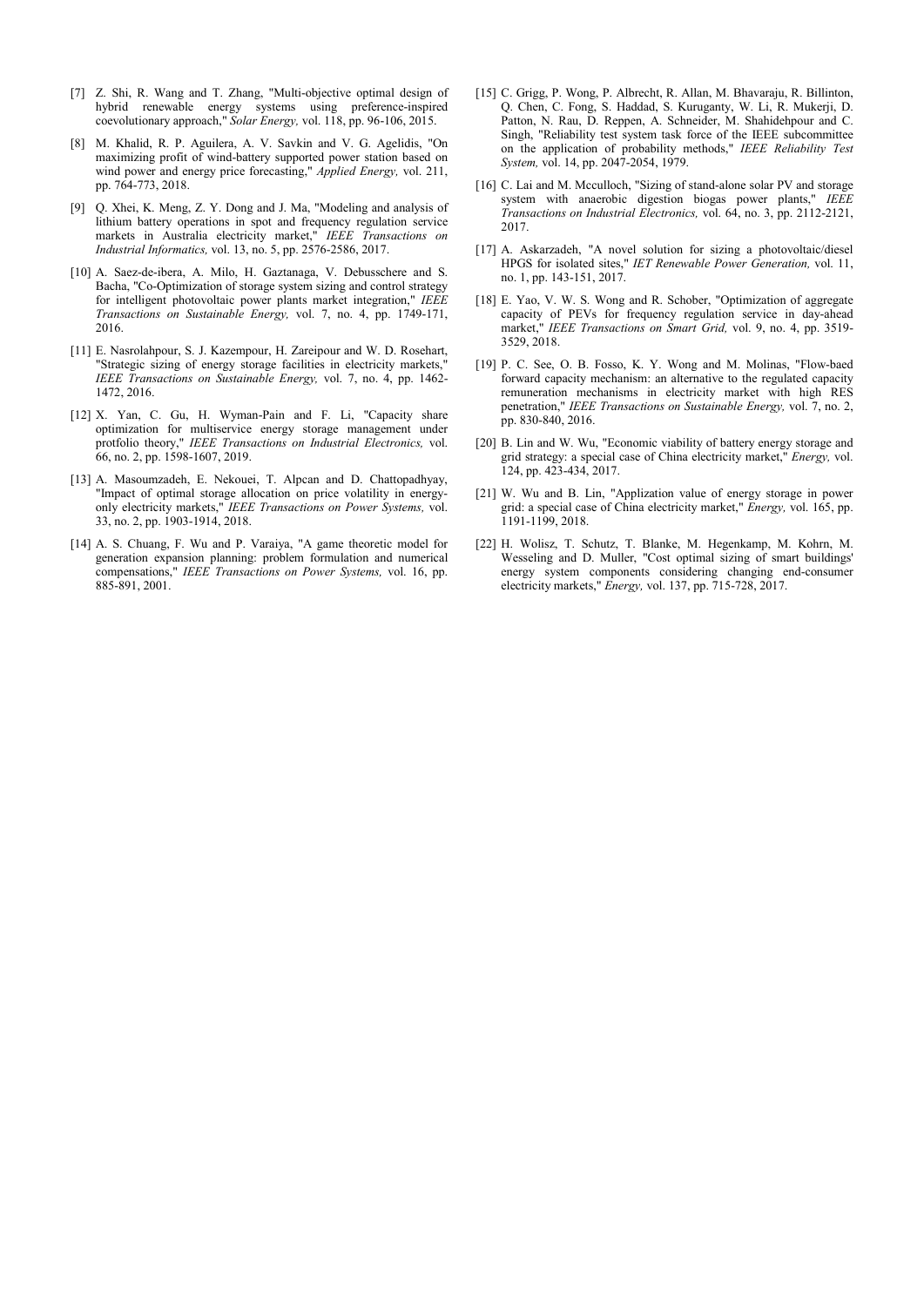[7] Z. Shi, R. Wang and T. Zhang, "Multi-objective optimal design of hybrid renewable energy systems using preference-inspired coevolutionary approach," *Solar Energy,* vol. 118, pp. 96-106, 2015.

[8] M. Khalid, R. P. Aguilera, A. V. Savkin and V. G. Agelidis, "On maximizing profit of wind-battery supported power station based on wind power and energy price forecasting," *Applied Energy,* vol. 211, pp. 764-773, 2018.

[9] Q. Xhei, K. Meng, Z. Y. Dong and J. Ma, "Modeling and analysis of lithium battery operations in spot and frequency regulation service markets in Australia electricity market," *IEEE Transactions on Industrial Informatics,* vol. 13, no. 5, pp. 2576-2586, 2017.

[10] A. Saez-de-ibera, A. Milo, H. Gaztanaga, V. Debusschere and S. Bacha, "Co-Optimization of storage system sizing and control strategy for intelligent photovoltaic power plants market integration," *IEEE Transactions on Sustainable Energy,* vol. 7, no. 4, pp. 1749-171, 2016.

[11] E. Nasrolahpour, S. J. Kazempour, H. Zareipour and W. D. Rosehart, "Strategic sizing of energy storage facilities in electricity markets," *IEEE Transactions on Sustainable Energy,* vol. 7, no. 4, pp. 1462-1472, 2016.

[12] X. Yan, C. Gu, H. Wyman-Pain and F. Li, "Capacity share optimization for multiservice energy storage management under protfolio theory," *IEEE Transactions on Industrial Electronics,* vol. 66, no. 2, pp. 1598-1607, 2019.

[13] A. Masoumzadeh, E. Nekouei, T. Alpcan and D. Chattopadhyay, "Impact of optimal storage allocation on price volatility in energy-only electricity markets," *IEEE Transactions on Power Systems,* vol. 33, no. 2, pp. 1903-1914, 2018.

[14] A. S. Chuang, F. Wu and P. Varaiya, "A game theoretic model for generation expansion planning: problem formulation and numerical compensations," *IEEE Transactions on Power Systems,* vol. 16, pp. 885-891, 2001.

[15] C. Grigg, P. Wong, P. Albrecht, R. Allan, M. Bhavaraju, R. Billinton, Q. Chen, C. Fong, S. Haddad, S. Kuruganty, W. Li, R. Mukerji, D. Patton, N. Rau, D. Reppen, A. Schneider, M. Shahidehpour and C. Singh, "Reliability test system task force of the IEEE subcommittee on the application of probability methods," *IEEE Reliability Test System,* vol. 14, pp. 2047-2054, 1979.

[16] C. Lai and M. Mcculloch, "Sizing of stand-alone solar PV and storage system with anaerobic digestion biogas power plants," *IEEE Transactions on Industrial Electronics,* vol. 64, no. 3, pp. 2112-2121, 2017.

[17] A. Askarzadeh, "A novel solution for sizing a photovoltaic/diesel HPGS for isolated sites," *IET Renewable Power Generation,* vol. 11, no. 1, pp. 143-151, 2017.

[18] E. Yao, V. W. S. Wong and R. Schober, "Optimization of aggregate capacity of PEVs for frequency regulation service in day-ahead market," *IEEE Transactions on Smart Grid,* vol. 9, no. 4, pp. 3519-3529, 2018.

[19] P. C. See, O. B. Fosso, K. Y. Wong and M. Molinas, "Flow-baed forward capacity mechanism: an alternative to the regulated capacity remuneration mechanisms in electricity market with high RES penetration," *IEEE Transactions on Sustainable Energy,* vol. 7, no. 2, pp. 830-840, 2016.

[20] B. Lin and W. Wu, "Economic viability of battery energy storage and grid strategy: a special case of China electricity market," *Energy,* vol. 124, pp. 423-434, 2017.

[21] W. Wu and B. Lin, "Application value of energy storage in power grid: a special case of China electricity market," *Energy,* vol. 165, pp. 1191-1199, 2018.

[22] H. Wolisz, T. Schutz, T. Blanke, M. Hegenkamp, M. Kohrn, M. Wesseling and D. Muller, "Cost optimal sizing of smart buildings' energy system components considering changing end-consumer electricity markets," *Energy,* vol. 137, pp. 715-728, 2017.